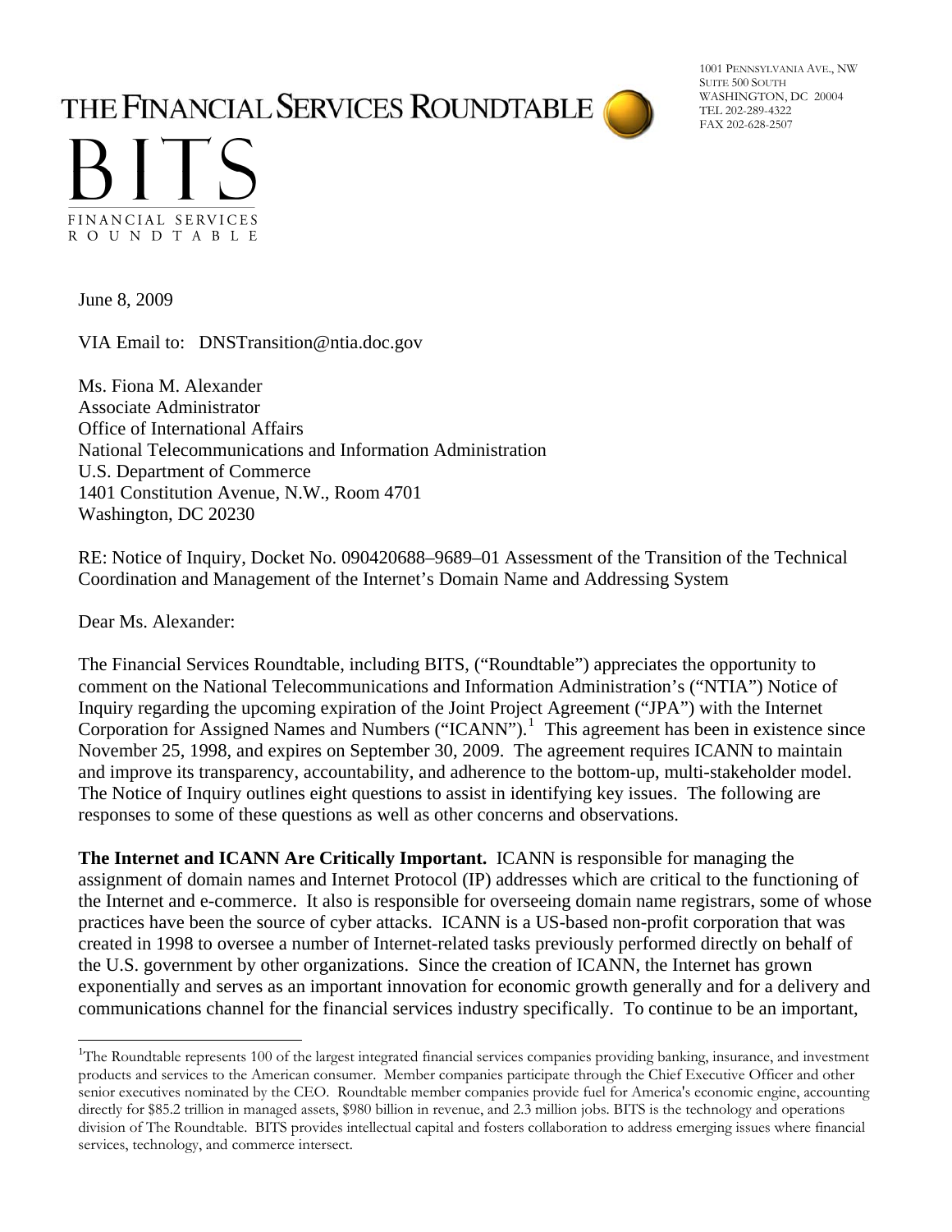THE FINANCIAL SERVICES ROUNDTABLE

BITS

FINANCIAL SERVICES ROUNDTABLE

1001 PENNSYLVANIA AVE., NW
SUITE 500 SOUTH
WASHINGTON, DC 20004
TEL 202-289-4322
FAX 202-628-2507

June 8, 2009

VIA Email to: DNSTransition@ntia.doc.gov

Ms. Fiona M. Alexander
Associate Administrator
Office of International Affairs
National Telecommunications and Information Administration
U.S. Department of Commerce
1401 Constitution Avenue, N.W., Room 4701
Washington, DC 20230

RE: Notice of Inquiry, Docket No. 090420688–9689–01 Assessment of the Transition of the Technical Coordination and Management of the Internet's Domain Name and Addressing System

Dear Ms. Alexander:

The Financial Services Roundtable, including BITS, ("Roundtable") appreciates the opportunity to comment on the National Telecommunications and Information Administration's ("NTIA") Notice of Inquiry regarding the upcoming expiration of the Joint Project Agreement ("JPA") with the Internet Corporation for Assigned Names and Numbers ("ICANN").[1] This agreement has been in existence since November 25, 1998, and expires on September 30, 2009. The agreement requires ICANN to maintain and improve its transparency, accountability, and adherence to the bottom-up, multi-stakeholder model. The Notice of Inquiry outlines eight questions to assist in identifying key issues. The following are responses to some of these questions as well as other concerns and observations.

**The Internet and ICANN Are Critically Important.** ICANN is responsible for managing the assignment of domain names and Internet Protocol (IP) addresses which are critical to the functioning of the Internet and e-commerce. It also is responsible for overseeing domain name registrars, some of whose practices have been the source of cyber attacks. ICANN is a US-based non-profit corporation that was created in 1998 to oversee a number of Internet-related tasks previously performed directly on behalf of the U.S. government by other organizations. Since the creation of ICANN, the Internet has grown exponentially and serves as an important innovation for economic growth generally and for a delivery and communications channel for the financial services industry specifically. To continue to be an important,

[1]The Roundtable represents 100 of the largest integrated financial services companies providing banking, insurance, and investment products and services to the American consumer. Member companies participate through the Chief Executive Officer and other senior executives nominated by the CEO. Roundtable member companies provide fuel for America's economic engine, accounting directly for $85.2 trillion in managed assets, $980 billion in revenue, and 2.3 million jobs. BITS is the technology and operations division of The Roundtable. BITS provides intellectual capital and fosters collaboration to address emerging issues where financial services, technology, and commerce intersect.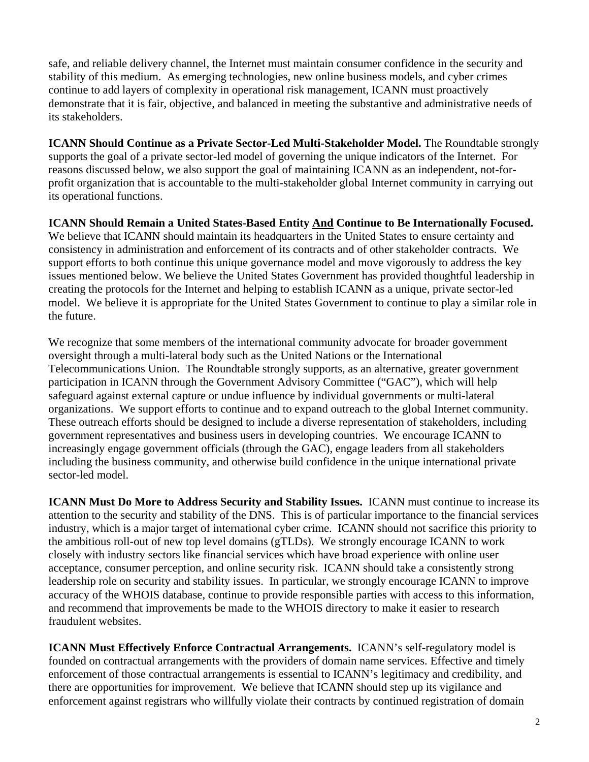safe, and reliable delivery channel, the Internet must maintain consumer confidence in the security and stability of this medium. As emerging technologies, new online business models, and cyber crimes continue to add layers of complexity in operational risk management, ICANN must proactively demonstrate that it is fair, objective, and balanced in meeting the substantive and administrative needs of its stakeholders.

**ICANN Should Continue as a Private Sector-Led Multi-Stakeholder Model.** The Roundtable strongly supports the goal of a private sector-led model of governing the unique indicators of the Internet. For reasons discussed below, we also support the goal of maintaining ICANN as an independent, not-for-profit organization that is accountable to the multi-stakeholder global Internet community in carrying out its operational functions.

**ICANN Should Remain a United States-Based Entity <u>And</u> Continue to Be Internationally Focused.** We believe that ICANN should maintain its headquarters in the United States to ensure certainty and consistency in administration and enforcement of its contracts and of other stakeholder contracts. We support efforts to both continue this unique governance model and move vigorously to address the key issues mentioned below. We believe the United States Government has provided thoughtful leadership in creating the protocols for the Internet and helping to establish ICANN as a unique, private sector-led model. We believe it is appropriate for the United States Government to continue to play a similar role in the future.

We recognize that some members of the international community advocate for broader government oversight through a multi-lateral body such as the United Nations or the International Telecommunications Union. The Roundtable strongly supports, as an alternative, greater government participation in ICANN through the Government Advisory Committee ("GAC"), which will help safeguard against external capture or undue influence by individual governments or multi-lateral organizations. We support efforts to continue and to expand outreach to the global Internet community. These outreach efforts should be designed to include a diverse representation of stakeholders, including government representatives and business users in developing countries. We encourage ICANN to increasingly engage government officials (through the GAC), engage leaders from all stakeholders including the business community, and otherwise build confidence in the unique international private sector-led model.

**ICANN Must Do More to Address Security and Stability Issues.** ICANN must continue to increase its attention to the security and stability of the DNS. This is of particular importance to the financial services industry, which is a major target of international cyber crime. ICANN should not sacrifice this priority to the ambitious roll-out of new top level domains (gTLDs). We strongly encourage ICANN to work closely with industry sectors like financial services which have broad experience with online user acceptance, consumer perception, and online security risk. ICANN should take a consistently strong leadership role on security and stability issues. In particular, we strongly encourage ICANN to improve accuracy of the WHOIS database, continue to provide responsible parties with access to this information, and recommend that improvements be made to the WHOIS directory to make it easier to research fraudulent websites.

**ICANN Must Effectively Enforce Contractual Arrangements.** ICANN's self-regulatory model is founded on contractual arrangements with the providers of domain name services. Effective and timely enforcement of those contractual arrangements is essential to ICANN's legitimacy and credibility, and there are opportunities for improvement. We believe that ICANN should step up its vigilance and enforcement against registrars who willfully violate their contracts by continued registration of domain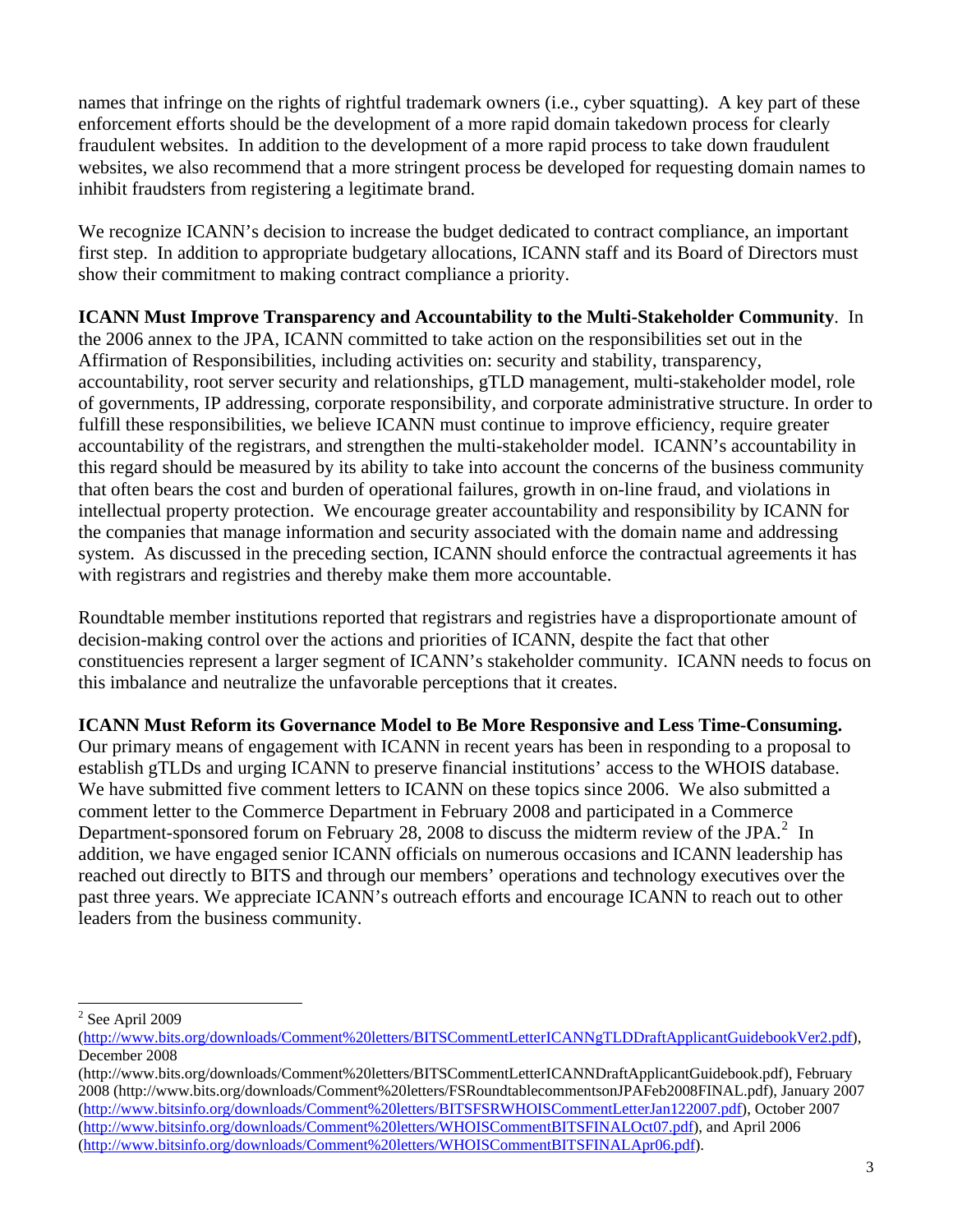names that infringe on the rights of rightful trademark owners (i.e., cyber squatting). A key part of these enforcement efforts should be the development of a more rapid domain takedown process for clearly fraudulent websites. In addition to the development of a more rapid process to take down fraudulent websites, we also recommend that a more stringent process be developed for requesting domain names to inhibit fraudsters from registering a legitimate brand.

We recognize ICANN's decision to increase the budget dedicated to contract compliance, an important first step. In addition to appropriate budgetary allocations, ICANN staff and its Board of Directors must show their commitment to making contract compliance a priority.

**ICANN Must Improve Transparency and Accountability to the Multi-Stakeholder Community**. In the 2006 annex to the JPA, ICANN committed to take action on the responsibilities set out in the Affirmation of Responsibilities, including activities on: security and stability, transparency, accountability, root server security and relationships, gTLD management, multi-stakeholder model, role of governments, IP addressing, corporate responsibility, and corporate administrative structure. In order to fulfill these responsibilities, we believe ICANN must continue to improve efficiency, require greater accountability of the registrars, and strengthen the multi-stakeholder model. ICANN's accountability in this regard should be measured by its ability to take into account the concerns of the business community that often bears the cost and burden of operational failures, growth in on-line fraud, and violations in intellectual property protection. We encourage greater accountability and responsibility by ICANN for the companies that manage information and security associated with the domain name and addressing system. As discussed in the preceding section, ICANN should enforce the contractual agreements it has with registrars and registries and thereby make them more accountable.

Roundtable member institutions reported that registrars and registries have a disproportionate amount of decision-making control over the actions and priorities of ICANN, despite the fact that other constituencies represent a larger segment of ICANN's stakeholder community. ICANN needs to focus on this imbalance and neutralize the unfavorable perceptions that it creates.

**ICANN Must Reform its Governance Model to Be More Responsive and Less Time-Consuming.** Our primary means of engagement with ICANN in recent years has been in responding to a proposal to establish gTLDs and urging ICANN to preserve financial institutions' access to the WHOIS database. We have submitted five comment letters to ICANN on these topics since 2006. We also submitted a comment letter to the Commerce Department in February 2008 and participated in a Commerce Department-sponsored forum on February 28, 2008 to discuss the midterm review of the JPA.[2] In addition, we have engaged senior ICANN officials on numerous occasions and ICANN leadership has reached out directly to BITS and through our members' operations and technology executives over the past three years. We appreciate ICANN's outreach efforts and encourage ICANN to reach out to other leaders from the business community.

---

[2] See April 2009 (http://www.bits.org/downloads/Comment%20letters/BITSCommentLetterICANNgTLDDraftApplicantGuidebookVer2.pdf), December 2008 (http://www.bits.org/downloads/Comment%20letters/BITSCommentLetterICANNDraftApplicantGuidebook.pdf), February 2008 (http://www.bits.org/downloads/Comment%20letters/FSRoundtablecommentsonJPAFeb2008FINAL.pdf), January 2007 (http://www.bitsinfo.org/downloads/Comment%20letters/BITSFSRWHOISCommentLetterJan122007.pdf), October 2007 (http://www.bitsinfo.org/downloads/Comment%20letters/WHOISCommentBITSFINALOct07.pdf), and April 2006 (http://www.bitsinfo.org/downloads/Comment%20letters/WHOISCommentBITSFINALApr06.pdf).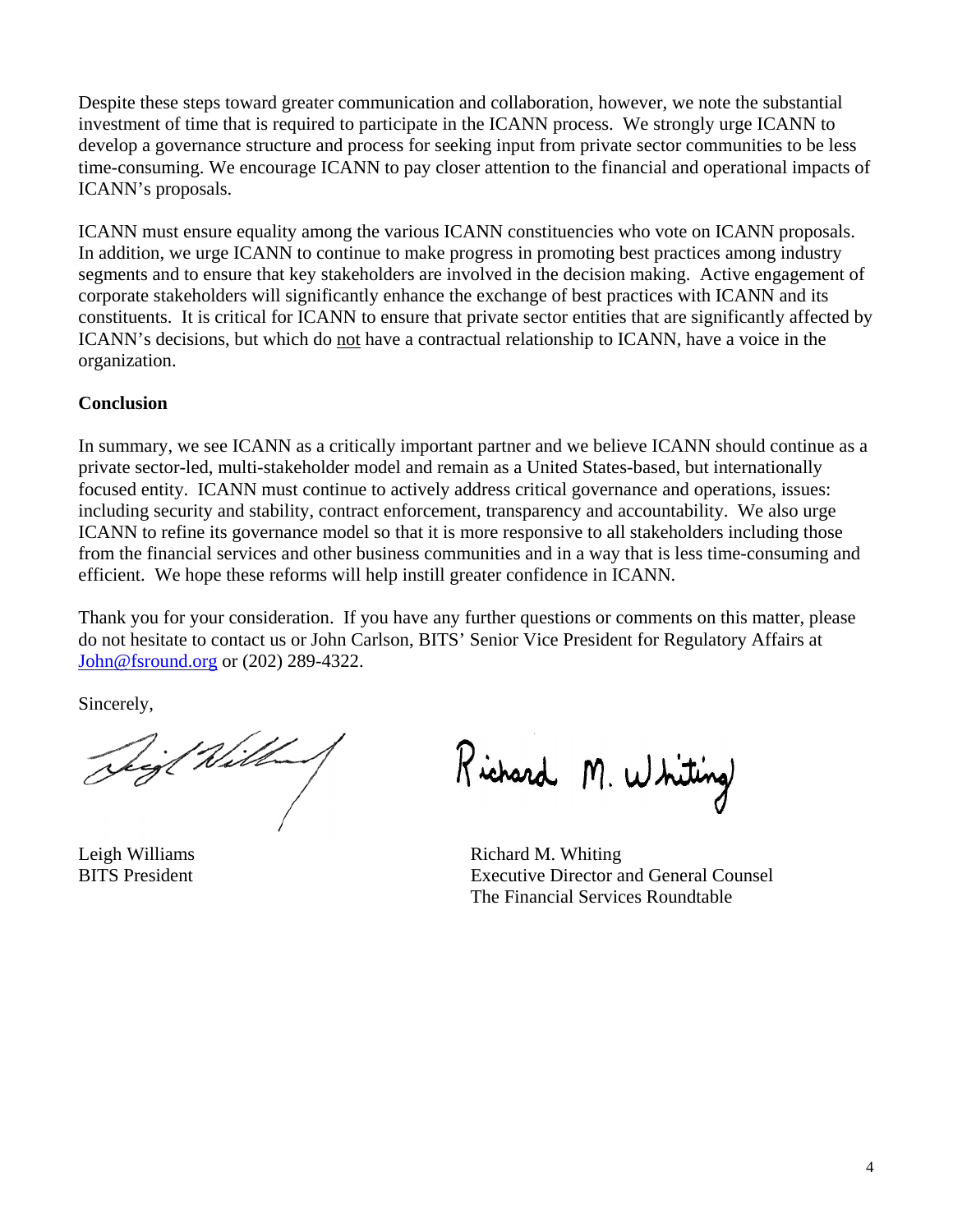Despite these steps toward greater communication and collaboration, however, we note the substantial investment of time that is required to participate in the ICANN process. We strongly urge ICANN to develop a governance structure and process for seeking input from private sector communities to be less time-consuming. We encourage ICANN to pay closer attention to the financial and operational impacts of ICANN's proposals.

ICANN must ensure equality among the various ICANN constituencies who vote on ICANN proposals. In addition, we urge ICANN to continue to make progress in promoting best practices among industry segments and to ensure that key stakeholders are involved in the decision making. Active engagement of corporate stakeholders will significantly enhance the exchange of best practices with ICANN and its constituents. It is critical for ICANN to ensure that private sector entities that are significantly affected by ICANN's decisions, but which do not have a contractual relationship to ICANN, have a voice in the organization.

**Conclusion**

In summary, we see ICANN as a critically important partner and we believe ICANN should continue as a private sector-led, multi-stakeholder model and remain as a United States-based, but internationally focused entity. ICANN must continue to actively address critical governance and operations, issues: including security and stability, contract enforcement, transparency and accountability. We also urge ICANN to refine its governance model so that it is more responsive to all stakeholders including those from the financial services and other business communities and in a way that is less time-consuming and efficient. We hope these reforms will help instill greater confidence in ICANN.

Thank you for your consideration. If you have any further questions or comments on this matter, please do not hesitate to contact us or John Carlson, BITS' Senior Vice President for Regulatory Affairs at John@fsround.org or (202) 289-4322.

Sincerely,

Leigh Williams
BITS President

Richard M. Whiting
Executive Director and General Counsel
The Financial Services Roundtable